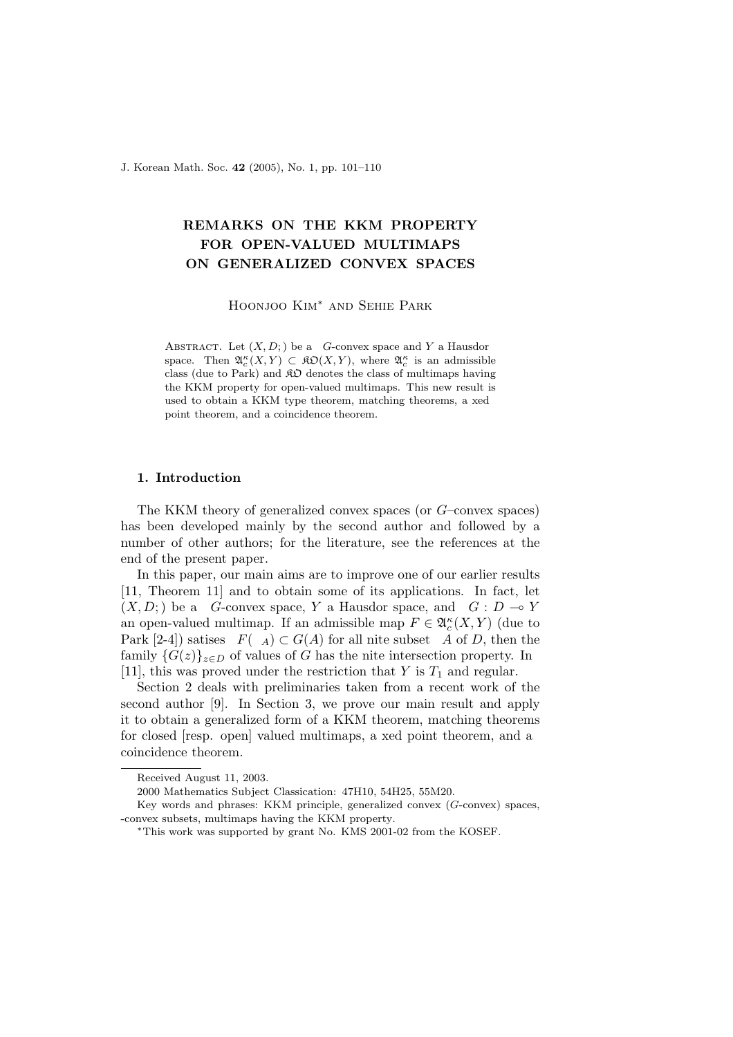# REMARKS ON THE KKM PROPERTY FOR OPEN-VALUED MULTIMAPS ON GENERALIZED CONVEX SPACES

Hoonjoo Kim* and Sehie Park

Abstract. Let $(X, D; )$ be a $G$-convex space and $Y$ a Hausdor space. Then $\mathfrak{A}_c^\kappa(X, Y) \subset \mathfrak{KO}(X, Y)$, where $\mathfrak{A}_c^\kappa$ is an admissible class (due to Park) and $\mathfrak{KO}$ denotes the class of multimaps having the KKM property for open-valued multimaps. This new result is used to obtain a KKM type theorem, matching theorems, a xed point theorem, and a coincidence theorem.

## 1. Introduction

The KKM theory of generalized convex spaces (or $G$–convex spaces) has been developed mainly by the second author and followed by a number of other authors; for the literature, see the references at the end of the present paper.

In this paper, our main aims are to improve one of our earlier results [11, Theorem 11] and to obtain some of its applications. In fact, let $(X, D; )$ be a $G$-convex space, $Y$ a Hausdor space, and $G : D \multimap Y$ an open-valued multimap. If an admissible map $F \in \mathfrak{A}_c^\kappa(X, Y)$ (due to Park [2-4]) satises $F( \ _A) \subset G(A)$ for all nite subset $A$ of $D$, then the family $\{G(z)\}_{z\in D}$ of values of $G$ has the nite intersection property. In [11], this was proved under the restriction that $Y$ is $T_1$ and regular.

Section 2 deals with preliminaries taken from a recent work of the second author [9]. In Section 3, we prove our main result and apply it to obtain a generalized form of a KKM theorem, matching theorems for closed [resp. open] valued multimaps, a xed point theorem, and a coincidence theorem.

---

Received August 11, 2003.

2000 Mathematics Subject Classication: 47H10, 54H25, 55M20.

Key words and phrases: KKM principle, generalized convex ($G$-convex) spaces, -convex subsets, multimaps having the KKM property.

*This work was supported by grant No. KMS 2001-02 from the KOSEF.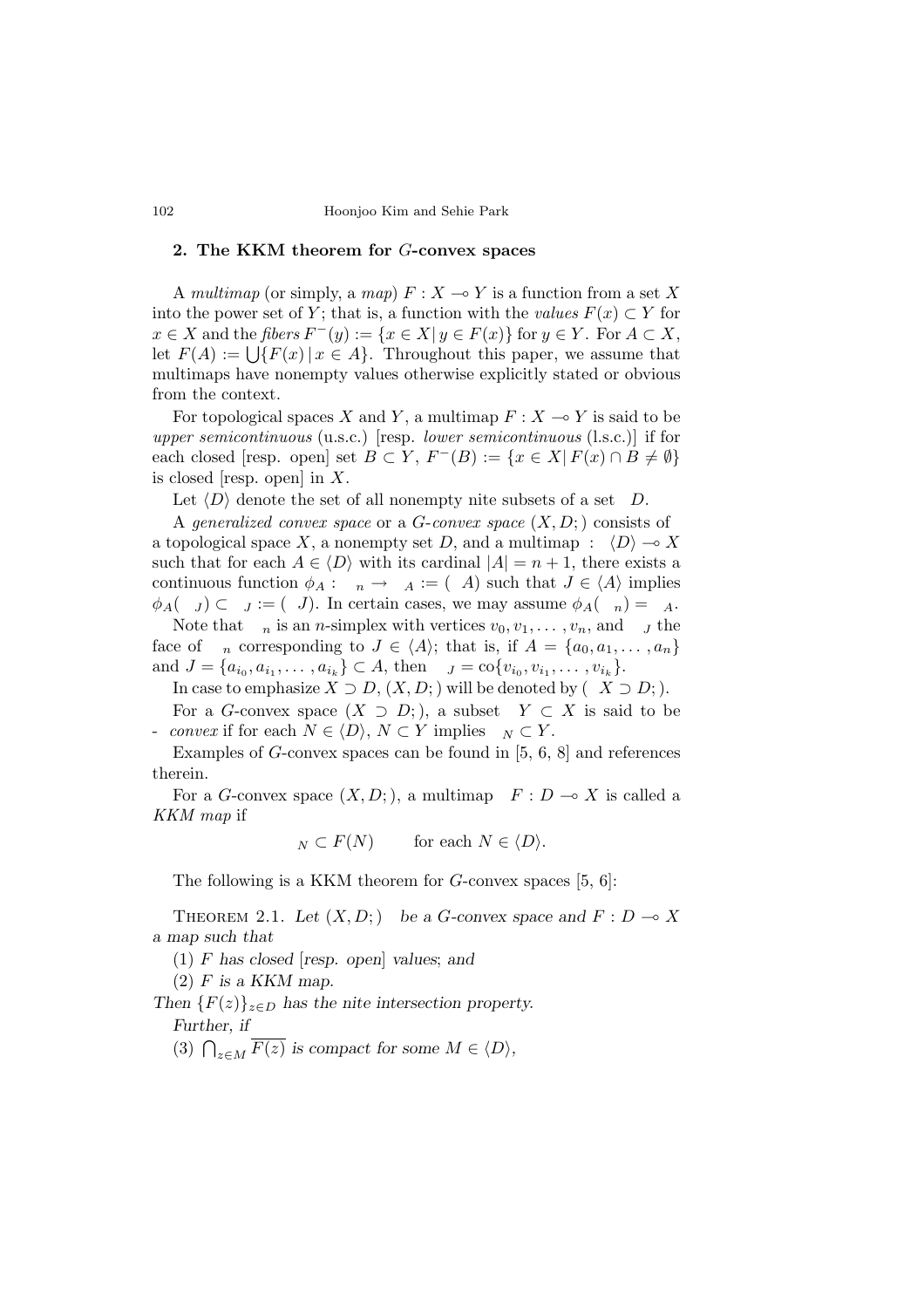## 2. The KKM theorem for $G$-convex spaces

A *multimap* (or simply, a *map*) $F : X \multimap Y$ is a function from a set $X$ into the power set of $Y$; that is, a function with the *values* $F(x) \subset Y$ for $x \in X$ and the *fibers* $F^{-}(y) := \{x \in X \,|\, y \in F(x)\}$ for $y \in Y$. For $A \subset X$, let $F(A) := \bigcup\{F(x) \,|\, x \in A\}$. Throughout this paper, we assume that multimaps have nonempty values otherwise explicitly stated or obvious from the context.

For topological spaces $X$ and $Y$, a multimap $F : X \multimap Y$ is said to be *upper semicontinuous* (u.s.c.) [resp. *lower semicontinuous* (l.s.c.)] if for each closed [resp. open] set $B \subset Y$, $F^{-}(B) := \{x \in X \,|\, F(x) \cap B \neq \emptyset\}$ is closed [resp. open] in $X$.

Let $\langle D \rangle$ denote the set of all nonempty finite subsets of a set $D$.

A *generalized convex space* or a *G-convex space* $(X, D; \Gamma)$ consists of a topological space $X$, a nonempty set $D$, and a multimap $\Gamma : \langle D \rangle \multimap X$ such that for each $A \in \langle D \rangle$ with its cardinal $|A| = n + 1$, there exists a continuous function $\phi_A : \Delta_n \to \Gamma_A := \Gamma(A)$ such that $J \in \langle A \rangle$ implies $\phi_A(\Delta_J) \subset \Gamma_J := \Gamma(J)$. In certain cases, we may assume $\phi_A(\Delta_n) = \Gamma_A$.

Note that $\Delta_n$ is an $n$-simplex with vertices $v_0, v_1, \ldots, v_n$, and $\Delta_J$ the face of $\Delta_n$ corresponding to $J \in \langle A \rangle$; that is, if $A = \{a_0, a_1, \ldots, a_n\}$ and $J = \{a_{i_0}, a_{i_1}, \ldots, a_{i_k}\} \subset A$, then $\Delta_J = \mathrm{co}\{v_{i_0}, v_{i_1}, \ldots, v_{i_k}\}$.

In case to emphasize $X \supset D$, $(X, D; \Gamma)$ will be denoted by $(X \supset D; \Gamma)$.

For a $G$-convex space $(X \supset D; \Gamma)$, a subset $Y \subset X$ is said to be $\Gamma$*-convex* if for each $N \in \langle D \rangle$, $N \subset Y$ implies $\Gamma_N \subset Y$.

Examples of $G$-convex spaces can be found in [5, 6, 8] and references therein.

For a $G$-convex space $(X, D; \Gamma)$, a multimap $F : D \multimap X$ is called a *KKM map* if

$$\Gamma_N \subset F(N) \qquad \text{for each } N \in \langle D \rangle.$$

The following is a KKM theorem for $G$-convex spaces [5, 6]:

Theorem 2.1. *Let $(X, D; \Gamma)$ be a $G$-convex space and $F : D \multimap X$ a map such that*

*(1) $F$ has closed [resp. open] values; and*

*(2) $F$ is a KKM map.*

*Then $\{F(z)\}_{z \in D}$ has the finite intersection property.*

*Further, if*

*(3) $\bigcap_{z \in M} \overline{F(z)}$ is compact for some $M \in \langle D \rangle$,*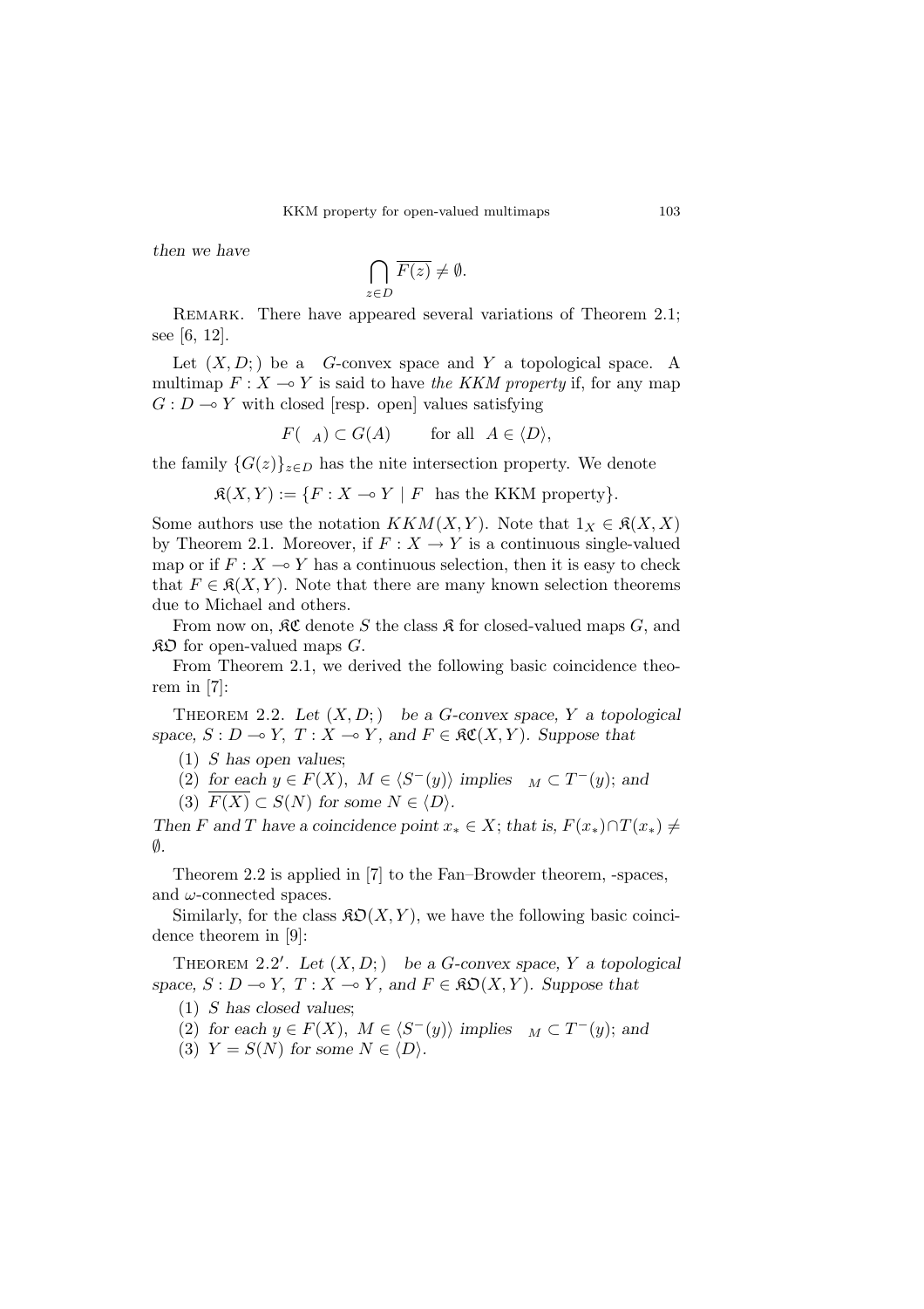*then we have*

$$\bigcap_{z \in D} \overline{F(z)} \neq \emptyset.$$

Remark. There have appeared several variations of Theorem 2.1; see [6, 12].

Let $(X, D; )$ be a $G$-convex space and $Y$ a topological space. A multimap $F : X \multimap Y$ is said to have *the KKM property* if, for any map $G : D \multimap Y$ with closed [resp. open] values satisfying

$$F( _A) \subset G(A) \qquad \text{for all } A \in \langle D \rangle,$$

the family $\{G(z)\}_{z \in D}$ has the nite intersection property. We denote

$$\mathfrak{K}(X, Y) := \{F : X \multimap Y \mid F \text{ has the KKM property}\}.$$

Some authors use the notation $KKM(X, Y)$. Note that $1_X \in \mathfrak{K}(X, X)$ by Theorem 2.1. Moreover, if $F : X \to Y$ is a continuous single-valued map or if $F : X \multimap Y$ has a continuous selection, then it is easy to check that $F \in \mathfrak{K}(X, Y)$. Note that there are many known selection theorems due to Michael and others.

From now on, $\mathfrak{KC}$ denote $S$ the class $\mathfrak{K}$ for closed-valued maps $G$, and $\mathfrak{KO}$ for open-valued maps $G$.

From Theorem 2.1, we derived the following basic coincidence theorem in [7]:

Theorem 2.2. *Let $(X, D; )$ be a $G$-convex space, $Y$ a topological space, $S : D \multimap Y$, $T : X \multimap Y$, and $F \in \mathfrak{KC}(X, Y)$. Suppose that*

(1) *$S$ has open values;*
(2) *for each $y \in F(X)$, $M \in \langle S^-(y) \rangle$ implies $_M \subset T^-(y)$; and*
(3) *$\overline{F(X)} \subset S(N)$ for some $N \in \langle D \rangle$.*

*Then $F$ and $T$ have a coincidence point $x_* \in X$; that is, $F(x_*) \cap T(x_*) \neq \emptyset$.*

Theorem 2.2 is applied in [7] to the Fan–Browder theorem, -spaces, and $\omega$-connected spaces.

Similarly, for the class $\mathfrak{KO}(X, Y)$, we have the following basic coincidence theorem in [9]:

Theorem 2.2′. *Let $(X, D; )$ be a $G$-convex space, $Y$ a topological space, $S : D \multimap Y$, $T : X \multimap Y$, and $F \in \mathfrak{KO}(X, Y)$. Suppose that*

(1) *$S$ has closed values;*
(2) *for each $y \in F(X)$, $M \in \langle S^-(y) \rangle$ implies $_M \subset T^-(y)$; and*
(3) *$Y = S(N)$ for some $N \in \langle D \rangle$.*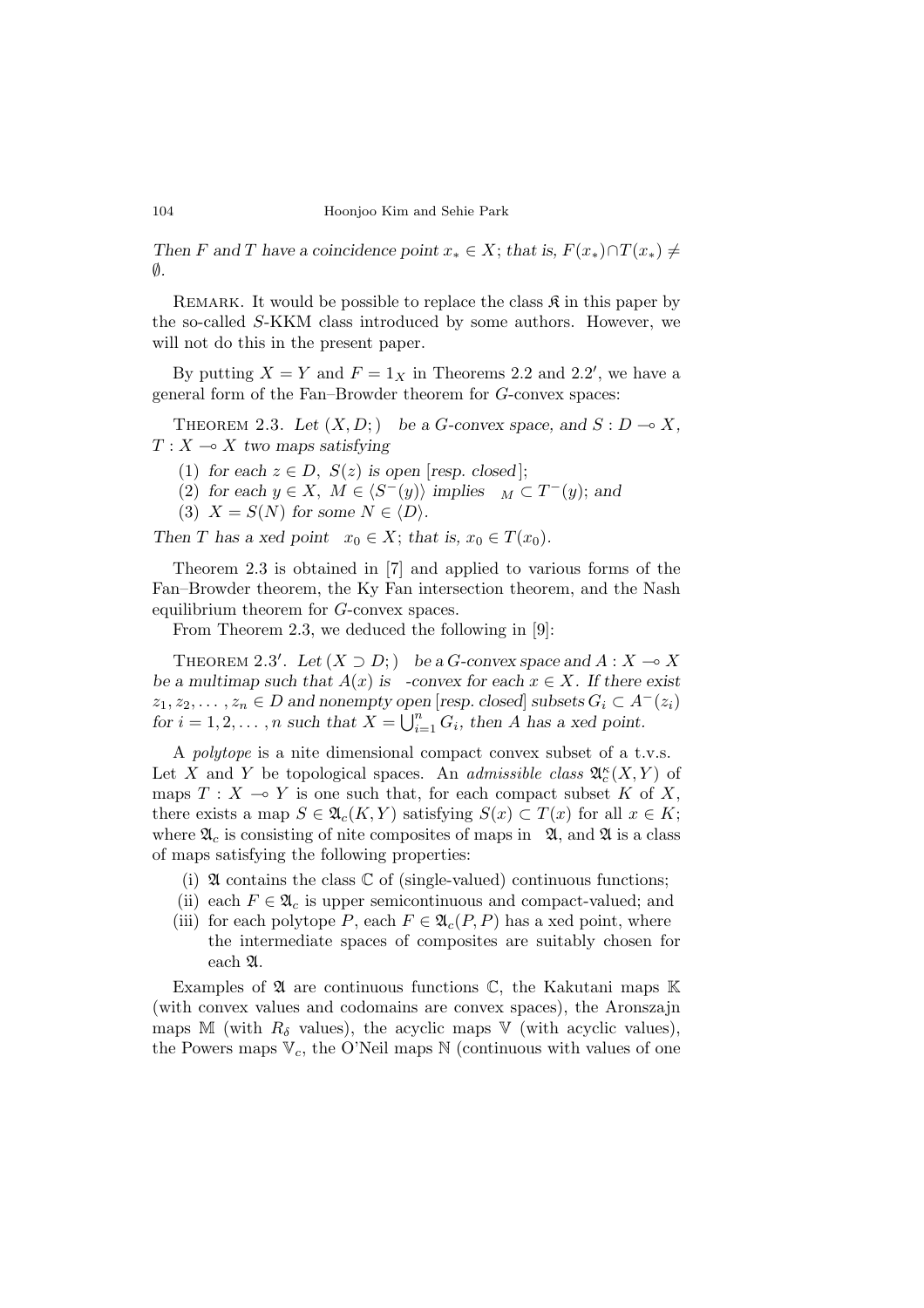*Then $F$ and $T$ have a coincidence point $x_* \in X$; that is, $F(x_*) \cap T(x_*) \neq \emptyset$.*

Remark. It would be possible to replace the class $\mathfrak{K}$ in this paper by the so-called $S$-KKM class introduced by some authors. However, we will not do this in the present paper.

By putting $X = Y$ and $F = 1_X$ in Theorems 2.2 and 2.2′, we have a general form of the Fan–Browder theorem for $G$-convex spaces:

Theorem 2.3. *Let $(X, D; )$ be a $G$-convex space, and $S : D \multimap X$, $T : X \multimap X$ two maps satisfying*

1. *for each $z \in D$, $S(z)$ is open [resp. closed];*
2. *for each $y \in X$, $M \in \langle S^-(y) \rangle$ implies $_M \subset T^-(y)$; and*
3. *$X = S(N)$ for some $N \in \langle D \rangle$.*

*Then $T$ has a xed point $x_0 \in X$; that is, $x_0 \in T(x_0)$.*

Theorem 2.3 is obtained in [7] and applied to various forms of the Fan–Browder theorem, the Ky Fan intersection theorem, and the Nash equilibrium theorem for $G$-convex spaces.

From Theorem 2.3, we deduced the following in [9]:

Theorem 2.3′. *Let $(X \supset D; )$ be a $G$-convex space and $A : X \multimap X$ be a multimap such that $A(x)$ is -convex for each $x \in X$. If there exist $z_1, z_2, \ldots, z_n \in D$ and nonempty open [resp. closed] subsets $G_i \subset A^-(z_i)$ for $i = 1, 2, \ldots, n$ such that $X = \bigcup_{i=1}^n G_i$, then $A$ has a xed point.*

A *polytope* is a nite dimensional compact convex subset of a t.v.s. Let $X$ and $Y$ be topological spaces. An *admissible class* $\mathfrak{A}_c^\kappa(X, Y)$ of maps $T : X \multimap Y$ is one such that, for each compact subset $K$ of $X$, there exists a map $S \in \mathfrak{A}_c(K, Y)$ satisfying $S(x) \subset T(x)$ for all $x \in K$; where $\mathfrak{A}_c$ is consisting of nite composites of maps in $\mathfrak{A}$, and $\mathfrak{A}$ is a class of maps satisfying the following properties:

- (i) $\mathfrak{A}$ contains the class $\mathbb{C}$ of (single-valued) continuous functions;
- (ii) each $F \in \mathfrak{A}_c$ is upper semicontinuous and compact-valued; and
- (iii) for each polytope $P$, each $F \in \mathfrak{A}_c(P, P)$ has a xed point, where the intermediate spaces of composites are suitably chosen for each $\mathfrak{A}$.

Examples of $\mathfrak{A}$ are continuous functions $\mathbb{C}$, the Kakutani maps $\mathbb{K}$ (with convex values and codomains are convex spaces), the Aronszajn maps $\mathbb{M}$ (with $R_\delta$ values), the acyclic maps $\mathbb{V}$ (with acyclic values), the Powers maps $\mathbb{V}_c$, the O'Neil maps $\mathbb{N}$ (continuous with values of one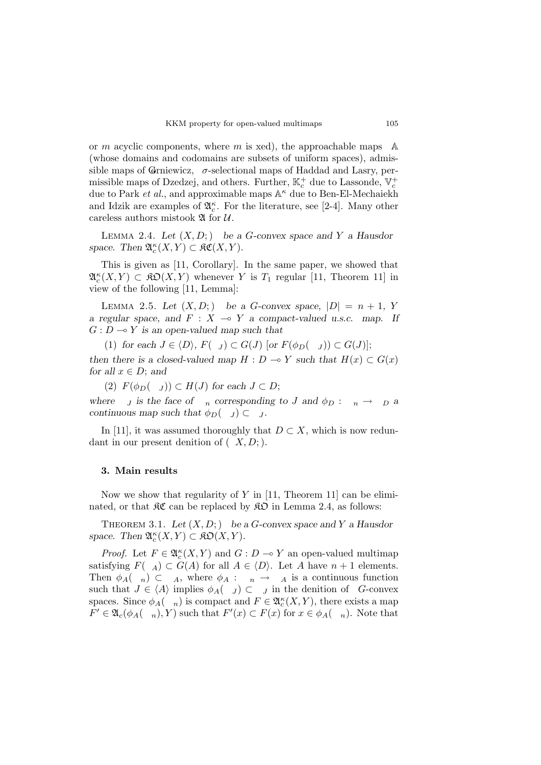or $m$ acyclic components, where $m$ is xed), the approachable maps $\mathbb{A}$ (whose domains and codomains are subsets of uniform spaces), admissible maps of Górniewicz, $\sigma$-selectional maps of Haddad and Lasry, permissible maps of Dzedzej, and others. Further, $\mathbb{K}_c^+$ due to Lassonde, $\mathbb{V}_c^+$ due to Park *et al.*, and approximable maps $\mathbb{A}^\kappa$ due to Ben-El-Mechaiekh and Idzik are examples of $\mathfrak{A}_c^\kappa$. For the literature, see [2-4]. Many other careless authors mistook $\mathfrak{A}$ for $\mathcal{U}$.

LEMMA 2.4. *Let $(X, D; )$ be a G-convex space and $Y$ a Hausdor space. Then $\mathfrak{A}_c^\kappa(X, Y) \subset \mathfrak{KC}(X, Y)$.*

This is given as [11, Corollary]. In the same paper, we showed that $\mathfrak{A}_c^\kappa(X, Y) \subset \mathfrak{KO}(X, Y)$ whenever $Y$ is $T_1$ regular [11, Theorem 11] in view of the following [11, Lemma]:

LEMMA 2.5. *Let $(X, D; )$ be a G-convex space, $|D| = n + 1$, $Y$ a regular space, and $F : X \multimap Y$ a compact-valued u.s.c. map. If $G : D \multimap Y$ is an open-valued map such that*

(1) *for each $J \in \langle D \rangle$, $F( _J) \subset G(J)$ [or $F(\phi_D( _J)) \subset G(J)$];*

*then there is a closed-valued map $H : D \multimap Y$ such that $H(x) \subset G(x)$ for all $x \in D$; and*

(2) *$F(\phi_D( _J)) \subset H(J)$ for each $J \subset D$;*

*where $_J$ is the face of $_n$ corresponding to $J$ and $\phi_D : \ _n \to \ _D$ a continuous map such that $\phi_D( _J) \subset \ _J$.*

In [11], it was assumed thoroughly that $D \subset X$, which is now redundant in our present denition of $( X, D; )$.

## 3. Main results

Now we show that regularity of $Y$ in [11, Theorem 11] can be eliminated, or that $\mathfrak{KC}$ can be replaced by $\mathfrak{KO}$ in Lemma 2.4, as follows:

THEOREM 3.1. *Let $(X, D; )$ be a G-convex space and $Y$ a Hausdor space. Then $\mathfrak{A}_c^\kappa(X, Y) \subset \mathfrak{KO}(X, Y)$.*

*Proof.* Let $F \in \mathfrak{A}_c^\kappa(X, Y)$ and $G : D \multimap Y$ an open-valued multimap satisfying $F( _A) \subset G(A)$ for all $A \in \langle D \rangle$. Let $A$ have $n + 1$ elements. Then $\phi_A( _n) \subset \ _A$, where $\phi_A : \ _n \to \ _A$ is a continuous function such that $J \in \langle A \rangle$ implies $\phi_A( _J) \subset \ _J$ in the denition of $G$-convex spaces. Since $\phi_A( _n)$ is compact and $F \in \mathfrak{A}_c^\kappa(X, Y)$, there exists a map $F' \in \mathfrak{A}_c(\phi_A( _n), Y)$ such that $F'(x) \subset F(x)$ for $x \in \phi_A( _n)$. Note that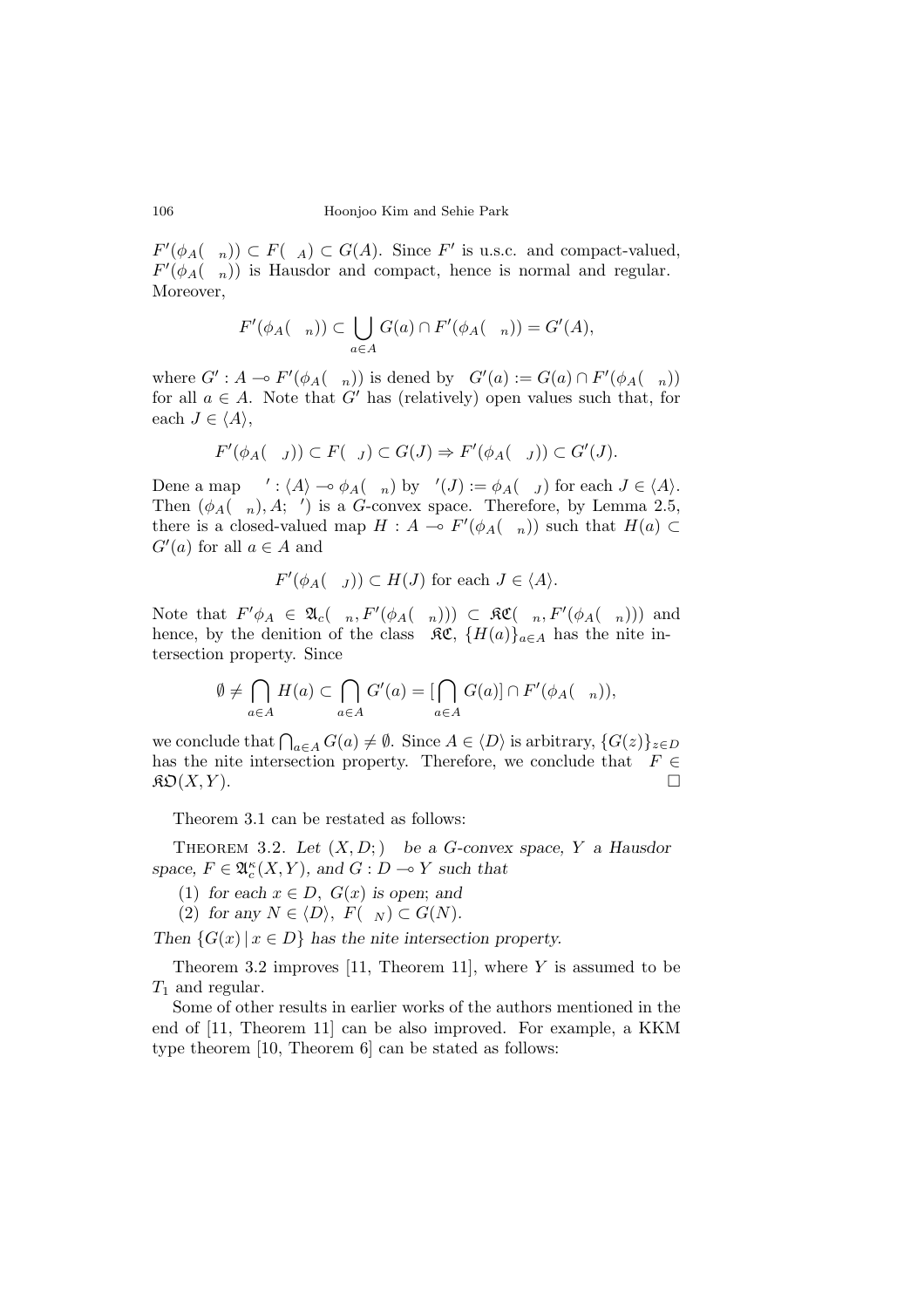$F'(\phi_A(\Delta_n)) \subset F(\Gamma_A) \subset G(A)$. Since $F'$ is u.s.c. and compact-valued, $F'(\phi_A(\Delta_n))$ is Hausdorff and compact, hence is normal and regular. Moreover,

$$F'(\phi_A(\Delta_n)) \subset \bigcup_{a \in A} G(a) \cap F'(\phi_A(\Delta_n)) = G'(A),$$

where $G' : A \multimap F'(\phi_A(\Delta_n))$ is defined by $G'(a) := G(a) \cap F'(\phi_A(\Delta_n))$ for all $a \in A$. Note that $G'$ has (relatively) open values such that, for each $J \in \langle A \rangle$,

$$F'(\phi_A(\Delta_J)) \subset F(\Gamma_J) \subset G(J) \Rightarrow F'(\phi_A(\Delta_J)) \subset G'(J).$$

Define a map $\Gamma' : \langle A \rangle \multimap \phi_A(\Delta_n)$ by $\Gamma'(J) := \phi_A(\Delta_J)$ for each $J \in \langle A \rangle$. Then $(\phi_A(\Delta_n), A; \Gamma')$ is a $G$-convex space. Therefore, by Lemma 2.5, there is a closed-valued map $H : A \multimap F'(\phi_A(\Delta_n))$ such that $H(a) \subset G'(a)$ for all $a \in A$ and

$$F'(\phi_A(\Delta_J)) \subset H(J) \text{ for each } J \in \langle A \rangle.$$

Note that $F'\phi_A \in \mathfrak{A}_c(\Delta_n, F'(\phi_A(\Delta_n))) \subset \mathfrak{KC}(\Delta_n, F'(\phi_A(\Delta_n)))$ and hence, by the definition of the class $\mathfrak{KC}$, $\{H(a)\}_{a \in A}$ has the finite intersection property. Since

$$\emptyset \neq \bigcap_{a \in A} H(a) \subset \bigcap_{a \in A} G'(a) = [\bigcap_{a \in A} G(a)] \cap F'(\phi_A(\Delta_n)),$$

we conclude that $\bigcap_{a \in A} G(a) \neq \emptyset$. Since $A \in \langle D \rangle$ is arbitrary, $\{G(z)\}_{z \in D}$ has the finite intersection property. Therefore, we conclude that $F \in \mathfrak{KO}(X, Y)$. $\square$

Theorem 3.1 can be restated as follows:

Theorem 3.2. *Let $(X, D; \Gamma)$ be a $G$-convex space, $Y$ a Hausdorff space, $F \in \mathfrak{A}_c^\kappa(X, Y)$, and $G : D \multimap Y$ such that*

(1) *for each $x \in D$, $G(x)$ is open*; and

(2) *for any $N \in \langle D \rangle$, $F(\Gamma_N) \subset G(N)$.*

*Then $\{G(x) \mid x \in D\}$ has the finite intersection property.*

Theorem 3.2 improves [11, Theorem 11], where $Y$ is assumed to be $T_1$ and regular.

Some of other results in earlier works of the authors mentioned in the end of [11, Theorem 11] can be also improved. For example, a KKM type theorem [10, Theorem 6] can be stated as follows: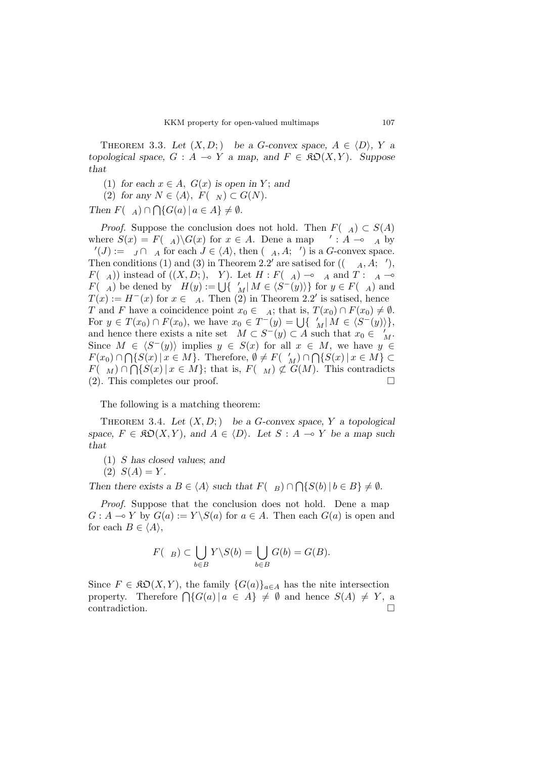THEOREM 3.3. *Let* $(X, D; \ )$ *be a G-convex space,* $A \in \langle D \rangle$*, Y a topological space,* $G : A \multimap Y$ *a map, and* $F \in \mathfrak{KO}(X, Y)$*. Suppose that*

(1) *for each* $x \in A$*,* $G(x)$ *is open in Y*; *and*

(2) *for any* $N \in \langle A \rangle$*,* $F(\ _N) \subset G(N)$*.*

*Then* $F(\ _A) \cap \bigcap\{G(a) \,|\, a \in A\} \neq \emptyset$*.*

*Proof.* Suppose the conclusion does not hold. Then $F(\ _A) \subset S(A)$ where $S(x) = F(\ _A) \backslash G(x)$ for $x \in A$. Dene a map $\ ' : A \multimap \ _A$ by $\ '(J) := \ _J \cap \ _A$ for each $J \in \langle A \rangle$, then $(\ _A, A; \ ')$ is a G-convex space. Then conditions (1) and (3) in Theorem 2.2$'$ are satised for $((\ _A, A; \ '), F(\ _A))$ instead of $((X, D; ), \ Y)$. Let $H : F(\ _A) \multimap \ _A$ and $T : \ _A \multimap F(\ _A)$ be dened by $H(y) := \bigcup\{\ '_M \,|\, M \in \langle S^-(y) \rangle\}$ for $y \in F(\ _A)$ and $T(x) := H^-(x)$ for $x \in \ _A$. Then (2) in Theorem 2.2$'$ is satised, hence $T$ and $F$ have a coincidence point $x_0 \in \ _A$; that is, $T(x_0) \cap F(x_0) \neq \emptyset$. For $y \in T(x_0) \cap F(x_0)$, we have $x_0 \in T^-(y) = \bigcup\{\ '_M \,|\, M \in \langle S^-(y) \rangle\}$, and hence there exists a nite set $M \subset S^-(y) \subset A$ such that $x_0 \in \ '_M$. Since $M \in \langle S^-(y) \rangle$ implies $y \in S(x)$ for all $x \in M$, we have $y \in F(x_0) \cap \bigcap\{S(x) \,|\, x \in M\}$. Therefore, $\emptyset \neq F(\ '_M) \cap \bigcap\{S(x) \,|\, x \in M\} \subset F(\ _M) \cap \bigcap\{S(x) \,|\, x \in M\}$; that is, $F(\ _M) \not\subset G(M)$. This contradicts (2). This completes our proof. □

The following is a matching theorem:

THEOREM 3.4. *Let* $(X, D; \ )$ *be a G-convex space, Y a topological space,* $F \in \mathfrak{KO}(X, Y)$*, and* $A \in \langle D \rangle$*. Let* $S : A \multimap Y$ *be a map such that*

(1) *S has closed values*; *and*

(2) $S(A) = Y$*.*

*Then there exists a* $B \in \langle A \rangle$ *such that* $F(\ _B) \cap \bigcap\{S(b) \,|\, b \in B\} \neq \emptyset$*.*

*Proof.* Suppose that the conclusion does not hold. Dene a map $G : A \multimap Y$ by $G(a) := Y \backslash S(a)$ for $a \in A$. Then each $G(a)$ is open and for each $B \in \langle A \rangle$,

$$F(\ _B) \subset \bigcup_{b \in B} Y \backslash S(b) = \bigcup_{b \in B} G(b) = G(B).$$

Since $F \in \mathfrak{KO}(X, Y)$, the family $\{G(a)\}_{a \in A}$ has the nite intersection property. Therefore $\bigcap\{G(a) \,|\, a \in A\} \neq \emptyset$ and hence $S(A) \neq Y$, a contradiction. □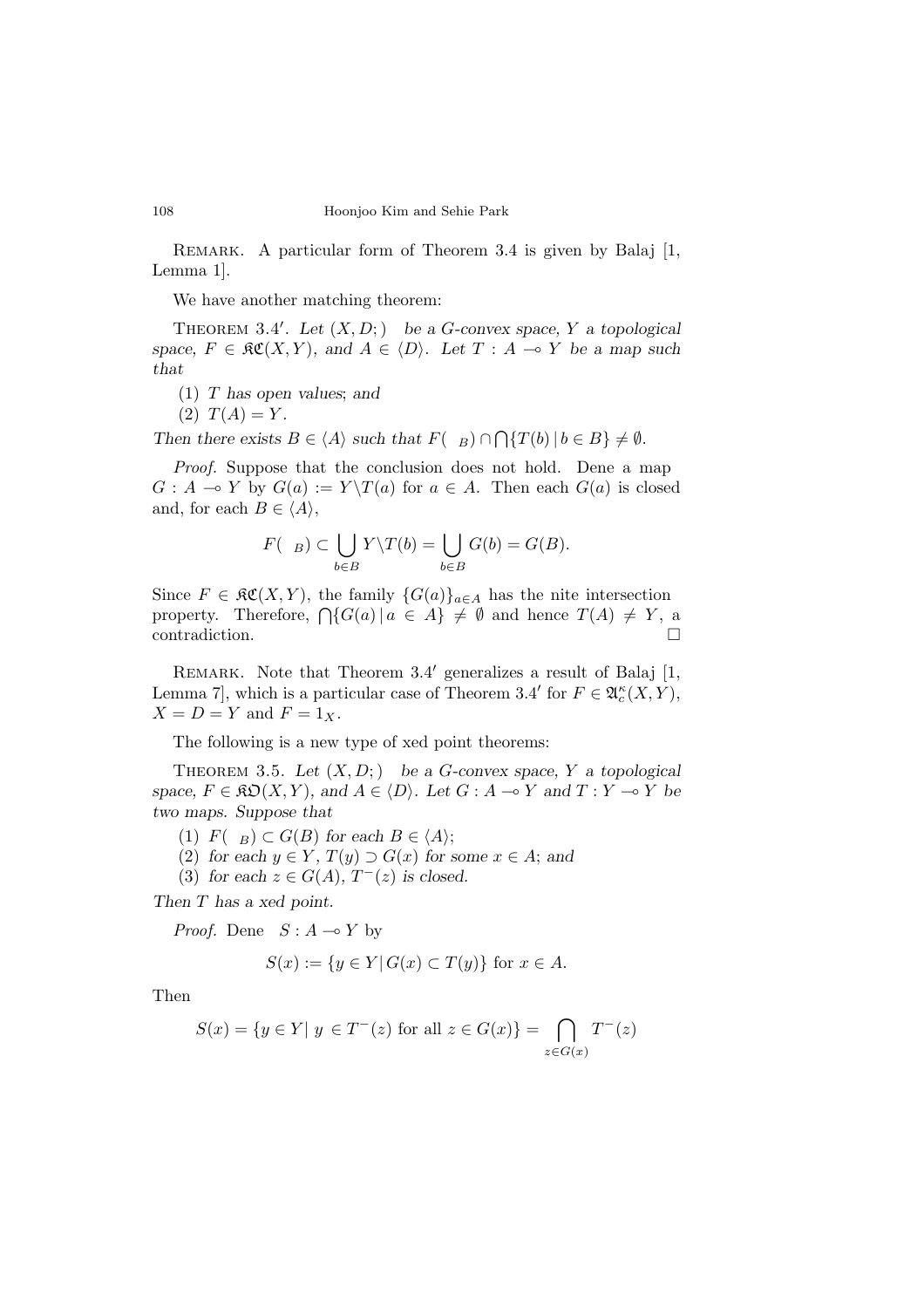REMARK. A particular form of Theorem 3.4 is given by Balaj [1, Lemma 1].

We have another matching theorem:

THEOREM 3.4′. *Let $(X, D; )$ be a G-convex space, $Y$ a topological space, $F \in \mathfrak{KC}(X, Y)$, and $A \in \langle D \rangle$. Let $T : A \multimap Y$ be a map such that*

(1) *$T$ has open values; and*
(2) *$T(A) = Y$.*

*Then there exists $B \in \langle A \rangle$ such that $F( \ _B) \cap \bigcap\{T(b) \,|\, b \in B\} \neq \emptyset$.*

*Proof.* Suppose that the conclusion does not hold. Dene a map $G : A \multimap Y$ by $G(a) := Y \backslash T(a)$ for $a \in A$. Then each $G(a)$ is closed and, for each $B \in \langle A \rangle$,

$$F( \ _B) \subset \bigcup_{b \in B} Y \backslash T(b) = \bigcup_{b \in B} G(b) = G(B).$$

Since $F \in \mathfrak{KC}(X, Y)$, the family $\{G(a)\}_{a \in A}$ has the nite intersection property. Therefore, $\bigcap\{G(a) \,|\, a \in A\} \neq \emptyset$ and hence $T(A) \neq Y$, a contradiction. $\square$

REMARK. Note that Theorem 3.4′ generalizes a result of Balaj [1, Lemma 7], which is a particular case of Theorem 3.4′ for $F \in \mathfrak{A}_c^\kappa(X, Y)$, $X = D = Y$ and $F = 1_X$.

The following is a new type of xed point theorems:

THEOREM 3.5. *Let $(X, D; )$ be a G-convex space, $Y$ a topological space, $F \in \mathfrak{KD}(X, Y)$, and $A \in \langle D \rangle$. Let $G : A \multimap Y$ and $T : Y \multimap Y$ be two maps. Suppose that*

(1) *$F( \ _B) \subset G(B)$ for each $B \in \langle A \rangle$;*
(2) *for each $y \in Y$, $T(y) \supset G(x)$ for some $x \in A$; and*
(3) *for each $z \in G(A)$, $T^-(z)$ is closed.*

*Then $T$ has a xed point.*

*Proof.* Dene $S : A \multimap Y$ by

$$S(x) := \{y \in Y \,|\, G(x) \subset T(y)\} \text{ for } x \in A.$$

Then

$$S(x) = \{y \in Y \,|\, y \in T^-(z) \text{ for all } z \in G(x)\} = \bigcap_{z \in G(x)} T^-(z)$$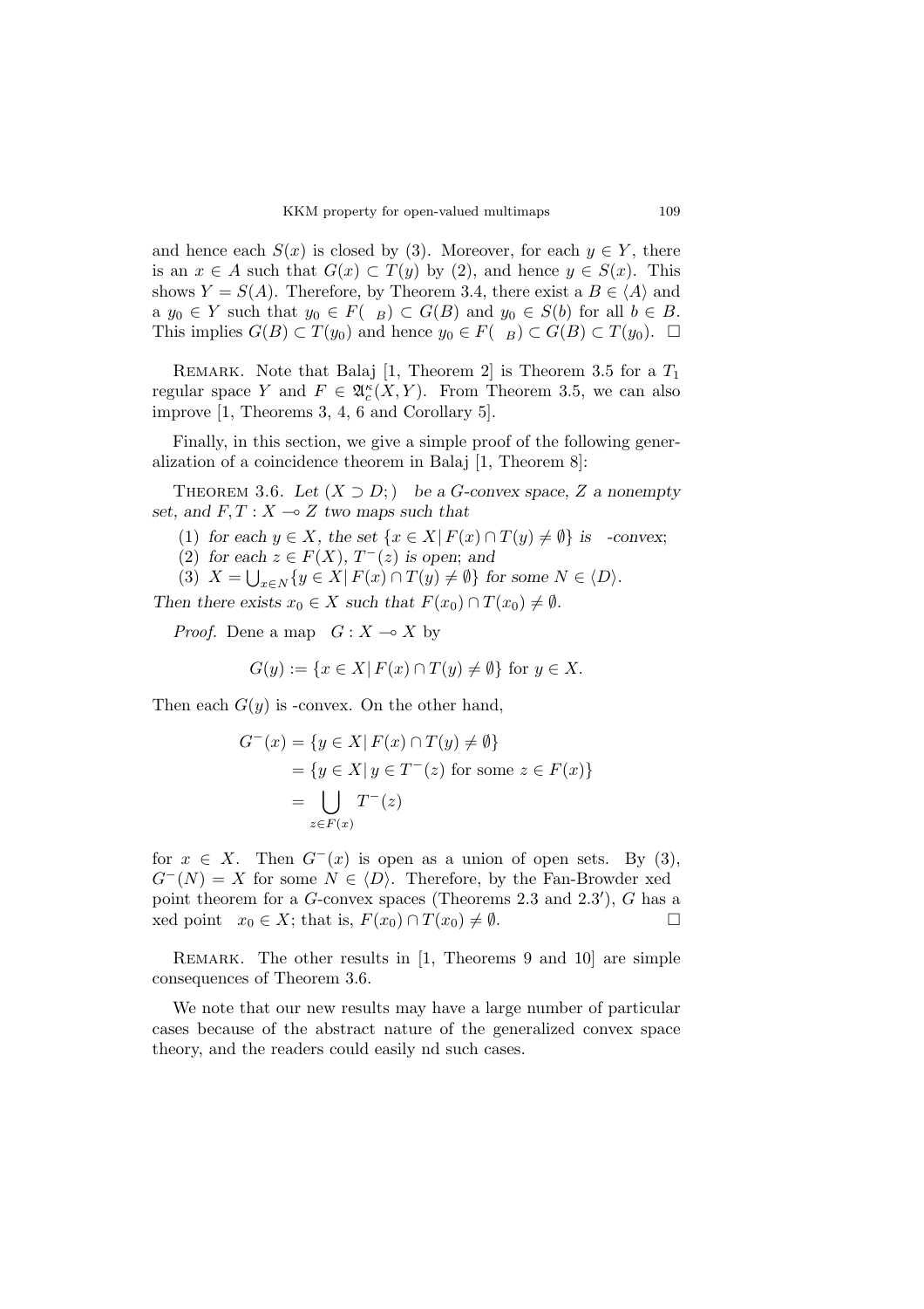and hence each $S(x)$ is closed by (3). Moreover, for each $y \in Y$, there is an $x \in A$ such that $G(x) \subset T(y)$ by (2), and hence $y \in S(x)$. This shows $Y = S(A)$. Therefore, by Theorem 3.4, there exist a $B \in \langle A \rangle$ and a $y_0 \in Y$ such that $y_0 \in F(\ _B) \subset G(B)$ and $y_0 \in S(b)$ for all $b \in B$. This implies $G(B) \subset T(y_0)$ and hence $y_0 \in F(\ _B) \subset G(B) \subset T(y_0)$. □

Remark. Note that Balaj [1, Theorem 2] is Theorem 3.5 for a $T_1$ regular space $Y$ and $F \in \mathfrak{A}_c^\kappa(X, Y)$. From Theorem 3.5, we can also improve [1, Theorems 3, 4, 6 and Corollary 5].

Finally, in this section, we give a simple proof of the following generalization of a coincidence theorem in Balaj [1, Theorem 8]:

Theorem 3.6. *Let $(X \supset D; \ )$ be a G-convex space, $Z$ a nonempty set, and $F, T : X \multimap Z$ two maps such that*

(1) *for each $y \in X$, the set $\{x \in X \,|\, F(x) \cap T(y) \neq \emptyset\}$ is -convex;*
(2) *for each $z \in F(X)$, $T^-(z)$ is open; and*
(3) *$X = \bigcup_{x \in N} \{y \in X \,|\, F(x) \cap T(y) \neq \emptyset\}$ for some $N \in \langle D \rangle$.*

*Then there exists $x_0 \in X$ such that $F(x_0) \cap T(x_0) \neq \emptyset$.*

*Proof.* Dene a map $\ G : X \multimap X$ by

$$G(y) := \{x \in X \,|\, F(x) \cap T(y) \neq \emptyset\} \text{ for } y \in X.$$

Then each $G(y)$ is -convex. On the other hand,

$$\begin{aligned} G^-(x) &= \{y \in X \,|\, F(x) \cap T(y) \neq \emptyset\} \\ &= \{y \in X \,|\, y \in T^-(z) \text{ for some } z \in F(x)\} \\ &= \bigcup_{z \in F(x)} T^-(z) \end{aligned}$$

for $x \in X$. Then $G^-(x)$ is open as a union of open sets. By (3), $G^-(N) = X$ for some $N \in \langle D \rangle$. Therefore, by the Fan-Browder xed point theorem for a $G$-convex spaces (Theorems 2.3 and 2.3′), $G$ has a xed point $\ x_0 \in X$; that is, $F(x_0) \cap T(x_0) \neq \emptyset$. □

Remark. The other results in [1, Theorems 9 and 10] are simple consequences of Theorem 3.6.

We note that our new results may have a large number of particular cases because of the abstract nature of the generalized convex space theory, and the readers could easily nd such cases.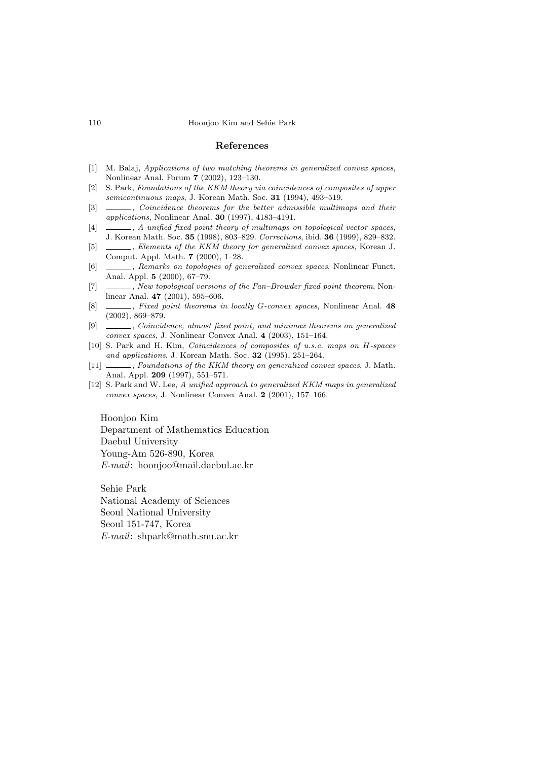## References

[1] M. Balaj, *Applications of two matching theorems in generalized convex spaces*, Nonlinear Anal. Forum **7** (2002), 123–130.

[2] S. Park, *Foundations of the KKM theory via coincidences of composites of upper semicontinuous maps*, J. Korean Math. Soc. **31** (1994), 493–519.

[3] ______, *Coincidence theorems for the better admissible multimaps and their applications*, Nonlinear Anal. **30** (1997), 4183–4191.

[4] ______, *A unified fixed point theory of multimaps on topological vector spaces*, J. Korean Math. Soc. **35** (1998), 803–829. *Corrections*, ibid. **36** (1999), 829–832.

[5] ______, *Elements of the KKM theory for generalized convex spaces*, Korean J. Comput. Appl. Math. **7** (2000), 1–28.

[6] ______, *Remarks on topologies of generalized convex spaces*, Nonlinear Funct. Anal. Appl. **5** (2000), 67–79.

[7] ______, *New topological versions of the Fan–Browder fixed point theorem*, Nonlinear Anal. **47** (2001), 595–606.

[8] ______, *Fixed point theorems in locally $G$-convex spaces*, Nonlinear Anal. **48** (2002), 869–879.

[9] ______, *Coincidence, almost fixed point, and minimax theorems on generalized convex spaces*, J. Nonlinear Convex Anal. **4** (2003), 151–164.

[10] S. Park and H. Kim, *Coincidences of composites of u.s.c. maps on $H$-spaces and applications*, J. Korean Math. Soc. **32** (1995), 251–264.

[11] ______, *Foundations of the KKM theory on generalized convex spaces*, J. Math. Anal. Appl. **209** (1997), 551–571.

[12] S. Park and W. Lee, *A unified approach to generalized KKM maps in generalized convex spaces*, J. Nonlinear Convex Anal. **2** (2001), 157–166.

Hoonjoo Kim
Department of Mathematics Education
Daebul University
Young-Am 526-890, Korea
*E-mail*: hoonjoo@mail.daebul.ac.kr

Sehie Park
National Academy of Sciences
Seoul National University
Seoul 151-747, Korea
*E-mail*: shpark@math.snu.ac.kr